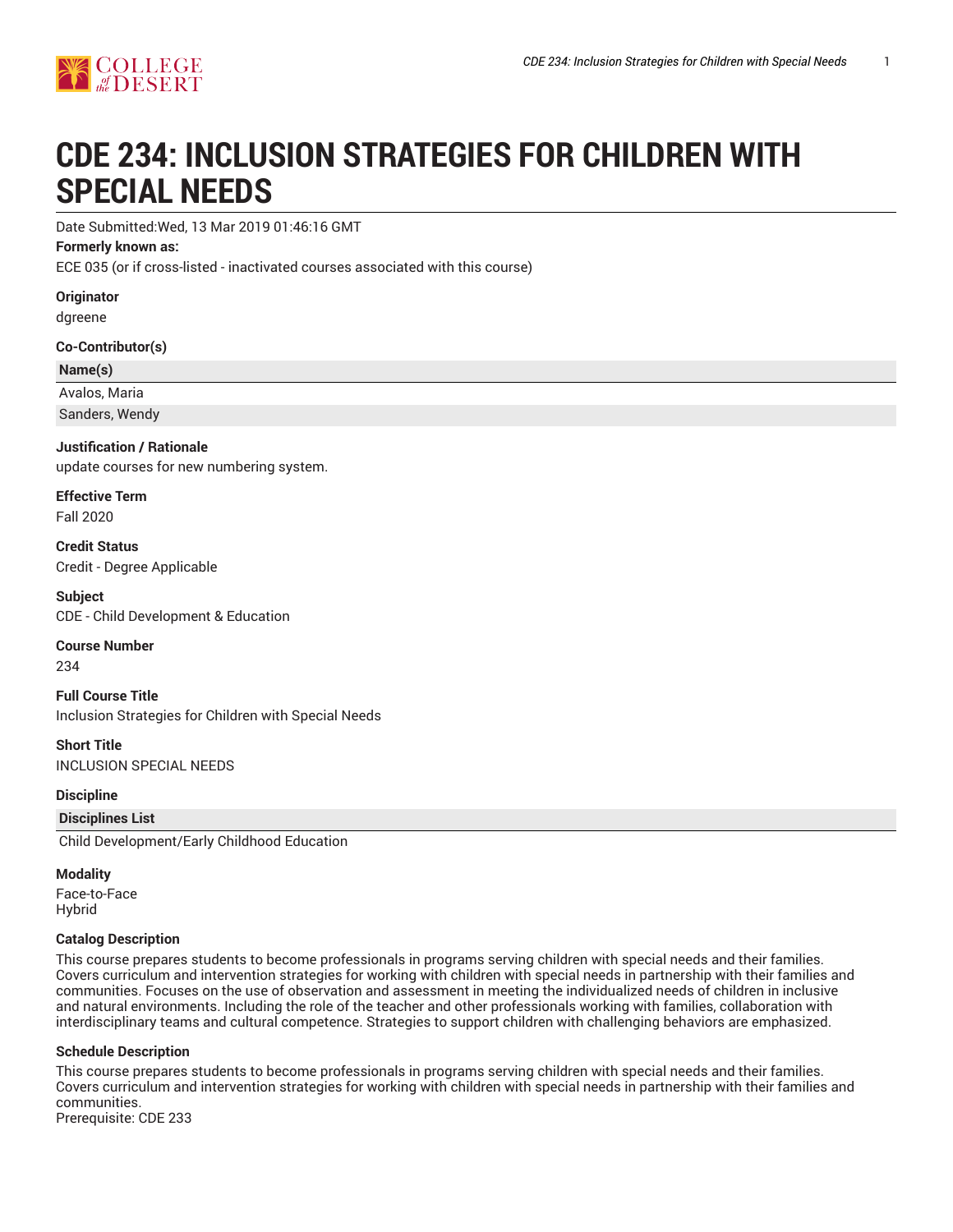# CDE 234: INCLUSION STRATEGIES FOR CHILDREN WITH SPECIAL NEEDS

Date Submitted:Wed, 13 Mar 2019 01:46:16 GMT

**Formerly known as:**

ECE 035 (or if cross-listed - inactivated courses associated with this course)

**Originator**

dgreene

**Co-Contributor(s)**

| Name(s) |
|---|
| Avalos, Maria |
| Sanders, Wendy |

**Justification / Rationale**

update courses for new numbering system.

**Effective Term**

Fall 2020

**Credit Status**

Credit - Degree Applicable

**Subject**

CDE - Child Development & Education

**Course Number**

234

**Full Course Title**

Inclusion Strategies for Children with Special Needs

**Short Title**

INCLUSION SPECIAL NEEDS

**Discipline**

| Disciplines List |
|---|
| Child Development/Early Childhood Education |

**Modality**

Face-to-Face
Hybrid

**Catalog Description**

This course prepares students to become professionals in programs serving children with special needs and their families. Covers curriculum and intervention strategies for working with children with special needs in partnership with their families and communities. Focuses on the use of observation and assessment in meeting the individualized needs of children in inclusive and natural environments. Including the role of the teacher and other professionals working with families, collaboration with interdisciplinary teams and cultural competence. Strategies to support children with challenging behaviors are emphasized.

**Schedule Description**

This course prepares students to become professionals in programs serving children with special needs and their families. Covers curriculum and intervention strategies for working with children with special needs in partnership with their families and communities.
Prerequisite: CDE 233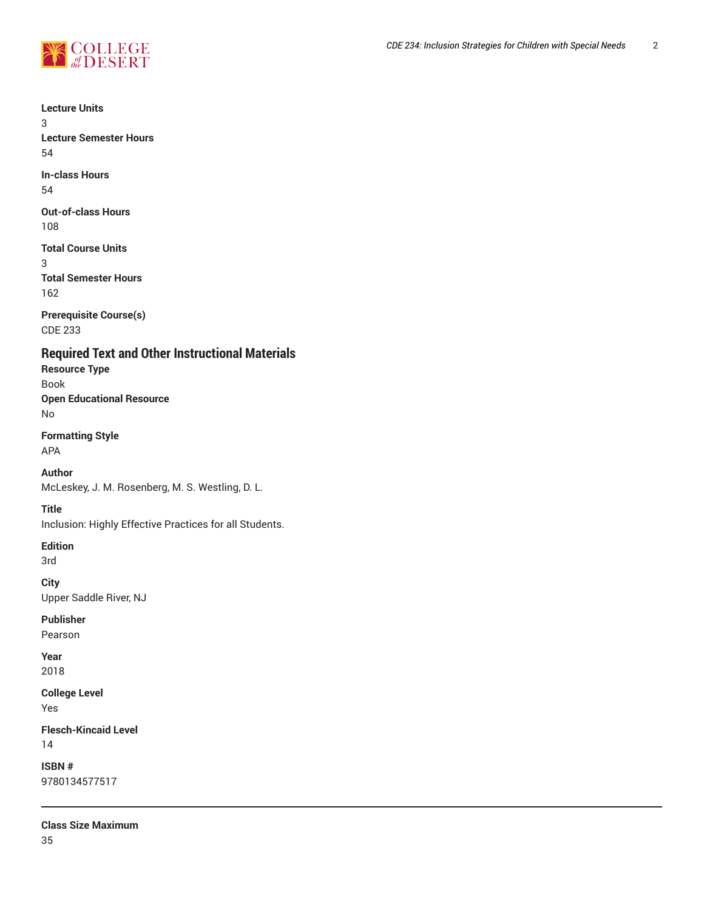**Lecture Units**
3
**Lecture Semester Hours**
54

**In-class Hours**
54

**Out-of-class Hours**
108

**Total Course Units**
3
**Total Semester Hours**
162

**Prerequisite Course(s)**
CDE 233

## Required Text and Other Instructional Materials

**Resource Type**
Book
**Open Educational Resource**
No

**Formatting Style**
APA

**Author**
McLeskey, J. M. Rosenberg, M. S. Westling, D. L.

**Title**
Inclusion: Highly Effective Practices for all Students.

**Edition**
3rd

**City**
Upper Saddle River, NJ

**Publisher**
Pearson

**Year**
2018

**College Level**
Yes

**Flesch-Kincaid Level**
14

**ISBN #**
9780134577517

---

**Class Size Maximum**
35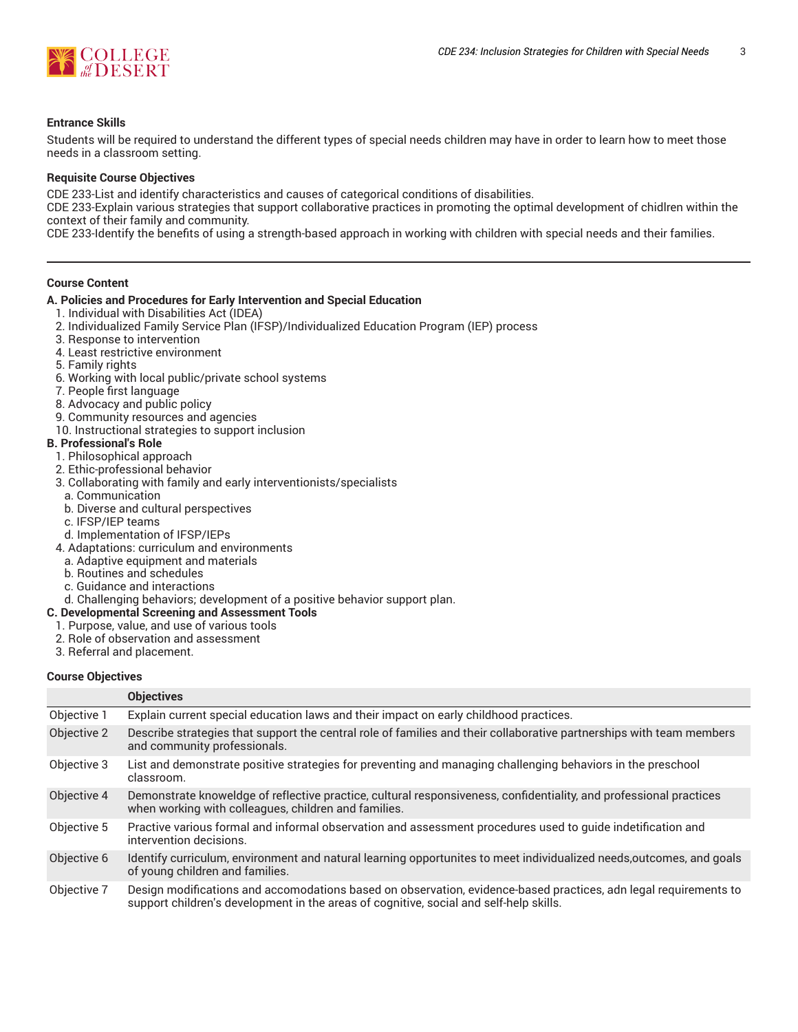**Entrance Skills**

Students will be required to understand the different types of special needs children may have in order to learn how to meet those needs in a classroom setting.

**Requisite Course Objectives**

CDE 233-List and identify characteristics and causes of categorical conditions of disabilities.
CDE 233-Explain various strategies that support collaborative practices in promoting the optimal development of chidlren within the context of their family and community.
CDE 233-Identify the benefits of using a strength-based approach in working with children with special needs and their families.

---

**Course Content**

**A. Policies and Procedures for Early Intervention and Special Education**

1. Individual with Disabilities Act (IDEA)
2. Individualized Family Service Plan (IFSP)/Individualized Education Program (IEP) process
3. Response to intervention
4. Least restrictive environment
5. Family rights
6. Working with local public/private school systems
7. People first language
8. Advocacy and public policy
9. Community resources and agencies
10. Instructional strategies to support inclusion

**B. Professional's Role**

1. Philosophical approach
2. Ethic-professional behavior
3. Collaborating with family and early interventionists/specialists
   a. Communication
   b. Diverse and cultural perspectives
   c. IFSP/IEP teams
   d. Implementation of IFSP/IEPs
4. Adaptations: curriculum and environments
   a. Adaptive equipment and materials
   b. Routines and schedules
   c. Guidance and interactions
   d. Challenging behaviors; development of a positive behavior support plan.

**C. Developmental Screening and Assessment Tools**

1. Purpose, value, and use of various tools
2. Role of observation and assessment
3. Referral and placement.

**Course Objectives**

| | Objectives |
|---|---|
| Objective 1 | Explain current special education laws and their impact on early childhood practices. |
| Objective 2 | Describe strategies that support the central role of families and their collaborative partnerships with team members and community professionals. |
| Objective 3 | List and demonstrate positive strategies for preventing and managing challenging behaviors in the preschool classroom. |
| Objective 4 | Demonstrate knoweldge of reflective practice, cultural responsiveness, confidentiality, and professional practices when working with colleagues, children and families. |
| Objective 5 | Practive various formal and informal observation and assessment procedures used to guide indetification and intervention decisions. |
| Objective 6 | Identify curriculum, environment and natural learning opportunites to meet individualized needs,outcomes, and goals of young children and families. |
| Objective 7 | Design modifications and accomodations based on observation, evidence-based practices, adn legal requirements to support children's development in the areas of cognitive, social and self-help skills. |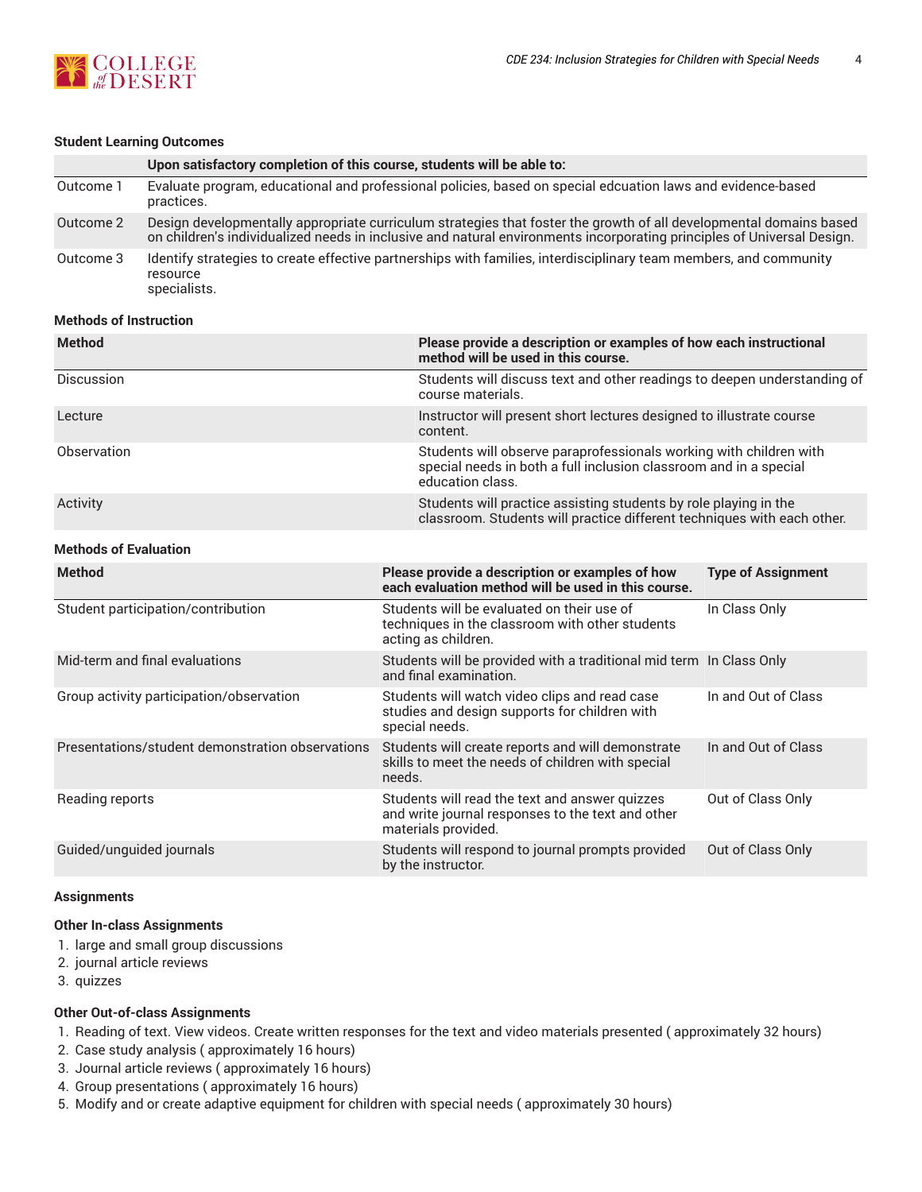### Student Learning Outcomes

| | Upon satisfactory completion of this course, students will be able to: |
|---|---|
| Outcome 1 | Evaluate program, educational and professional policies, based on special edcuation laws and evidence-based practices. |
| Outcome 2 | Design developmentally appropriate curriculum strategies that foster the growth of all developmental domains based on children's individualized needs in inclusive and natural environments incorporating principles of Universal Design. |
| Outcome 3 | Identify strategies to create effective partnerships with families, interdisciplinary team members, and community resource specialists. |

### Methods of Instruction

| Method | Please provide a description or examples of how each instructional method will be used in this course. |
|---|---|
| Discussion | Students will discuss text and other readings to deepen understanding of course materials. |
| Lecture | Instructor will present short lectures designed to illustrate course content. |
| Observation | Students will observe paraprofessionals working with children with special needs in both a full inclusion classroom and in a special education class. |
| Activity | Students will practice assisting students by role playing in the classroom. Students will practice different techniques with each other. |

### Methods of Evaluation

| Method | Please provide a description or examples of how each evaluation method will be used in this course. | Type of Assignment |
|---|---|---|
| Student participation/contribution | Students will be evaluated on their use of techniques in the classroom with other students acting as children. | In Class Only |
| Mid-term and final evaluations | Students will be provided with a traditional mid term and final examination. | In Class Only |
| Group activity participation/observation | Students will watch video clips and read case studies and design supports for children with special needs. | In and Out of Class |
| Presentations/student demonstration observations | Students will create reports and will demonstrate skills to meet the needs of children with special needs. | In and Out of Class |
| Reading reports | Students will read the text and answer quizzes and write journal responses to the text and other materials provided. | Out of Class Only |
| Guided/unguided journals | Students will respond to journal prompts provided by the instructor. | Out of Class Only |

### Assignments

#### Other In-class Assignments

1. large and small group discussions
2. journal article reviews
3. quizzes

#### Other Out-of-class Assignments

1. Reading of text. View videos. Create written responses for the text and video materials presented ( approximately 32 hours)
2. Case study analysis ( approximately 16 hours)
3. Journal article reviews ( approximately 16 hours)
4. Group presentations ( approximately 16 hours)
5. Modify and or create adaptive equipment for children with special needs ( approximately 30 hours)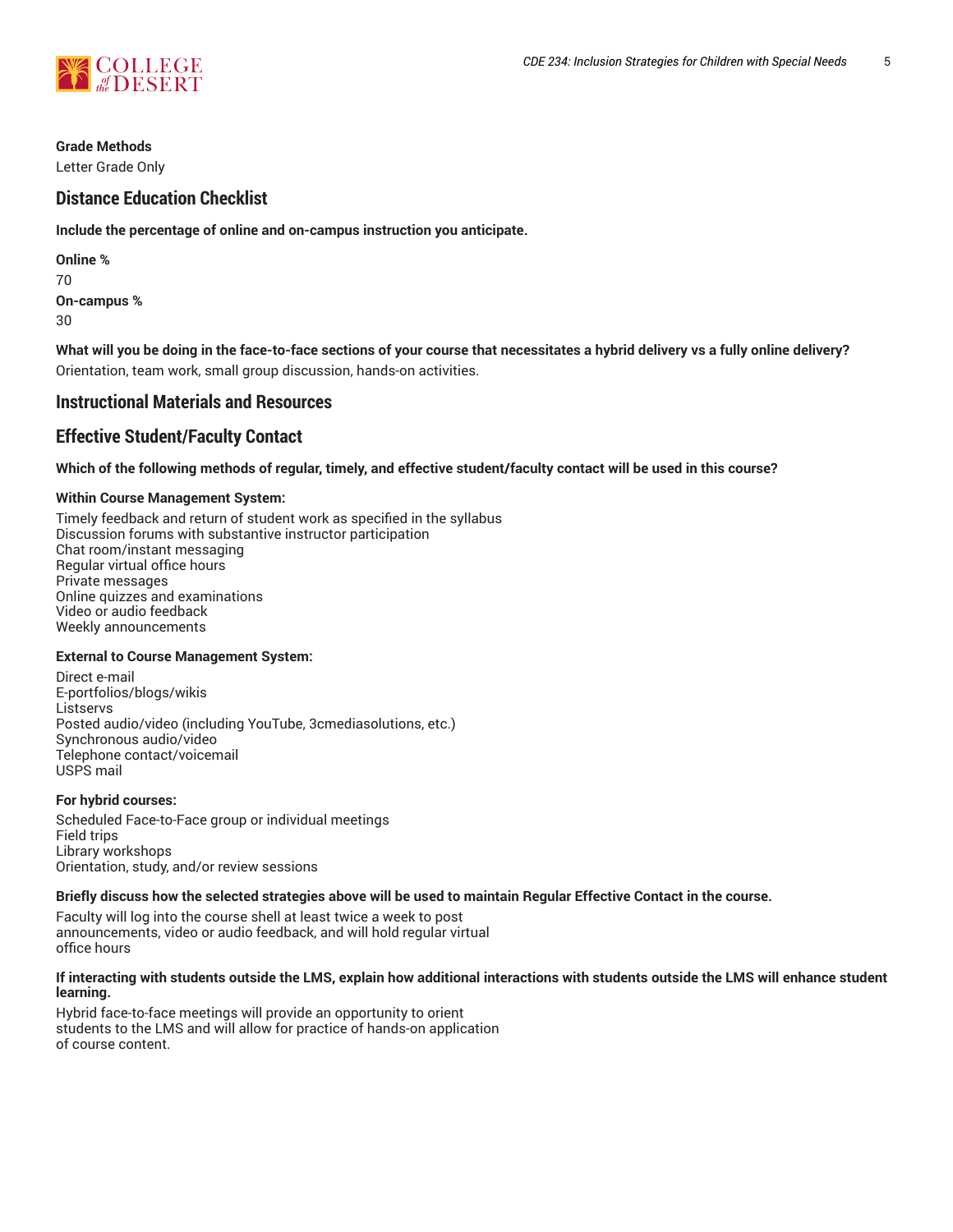**Grade Methods**

Letter Grade Only

## Distance Education Checklist

**Include the percentage of online and on-campus instruction you anticipate.**

**Online %**

70

**On-campus %**

30

**What will you be doing in the face-to-face sections of your course that necessitates a hybrid delivery vs a fully online delivery?**

Orientation, team work, small group discussion, hands-on activities.

## Instructional Materials and Resources

## Effective Student/Faculty Contact

**Which of the following methods of regular, timely, and effective student/faculty contact will be used in this course?**

**Within Course Management System:**

Timely feedback and return of student work as specified in the syllabus
Discussion forums with substantive instructor participation
Chat room/instant messaging
Regular virtual office hours
Private messages
Online quizzes and examinations
Video or audio feedback
Weekly announcements

**External to Course Management System:**

Direct e-mail
E-portfolios/blogs/wikis
Listservs
Posted audio/video (including YouTube, 3cmediasolutions, etc.)
Synchronous audio/video
Telephone contact/voicemail
USPS mail

**For hybrid courses:**

Scheduled Face-to-Face group or individual meetings
Field trips
Library workshops
Orientation, study, and/or review sessions

**Briefly discuss how the selected strategies above will be used to maintain Regular Effective Contact in the course.**

Faculty will log into the course shell at least twice a week to post announcements, video or audio feedback, and will hold regular virtual office hours

**If interacting with students outside the LMS, explain how additional interactions with students outside the LMS will enhance student learning.**

Hybrid face-to-face meetings will provide an opportunity to orient students to the LMS and will allow for practice of hands-on application of course content.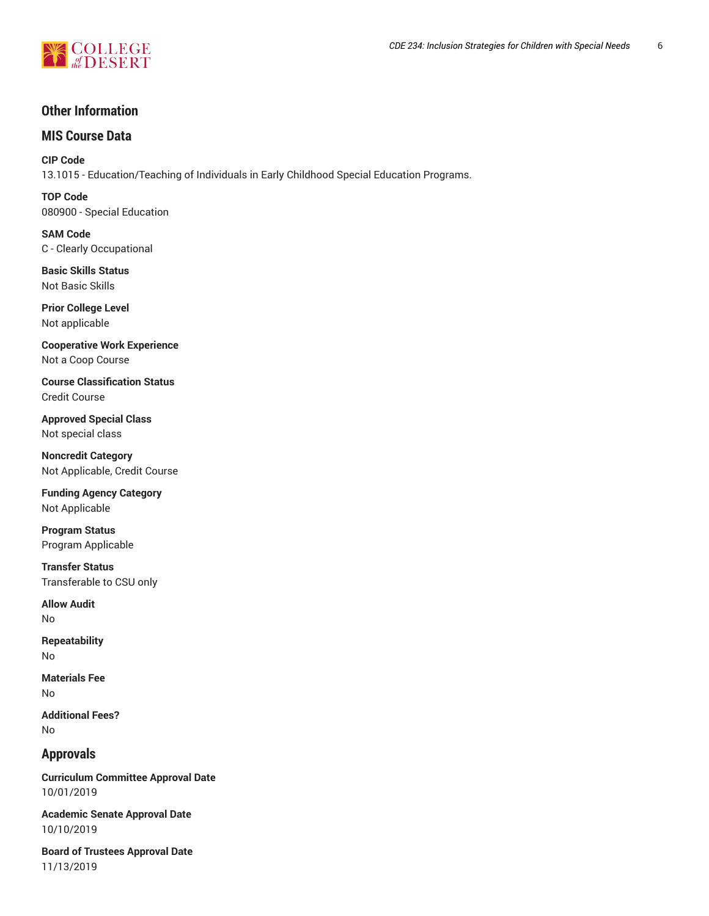## Other Information

## MIS Course Data

**CIP Code**
13.1015 - Education/Teaching of Individuals in Early Childhood Special Education Programs.

**TOP Code**
080900 - Special Education

**SAM Code**
C - Clearly Occupational

**Basic Skills Status**
Not Basic Skills

**Prior College Level**
Not applicable

**Cooperative Work Experience**
Not a Coop Course

**Course Classification Status**
Credit Course

**Approved Special Class**
Not special class

**Noncredit Category**
Not Applicable, Credit Course

**Funding Agency Category**
Not Applicable

**Program Status**
Program Applicable

**Transfer Status**
Transferable to CSU only

**Allow Audit**
No

**Repeatability**
No

**Materials Fee**
No

**Additional Fees?**
No

## Approvals

**Curriculum Committee Approval Date**
10/01/2019

**Academic Senate Approval Date**
10/10/2019

**Board of Trustees Approval Date**
11/13/2019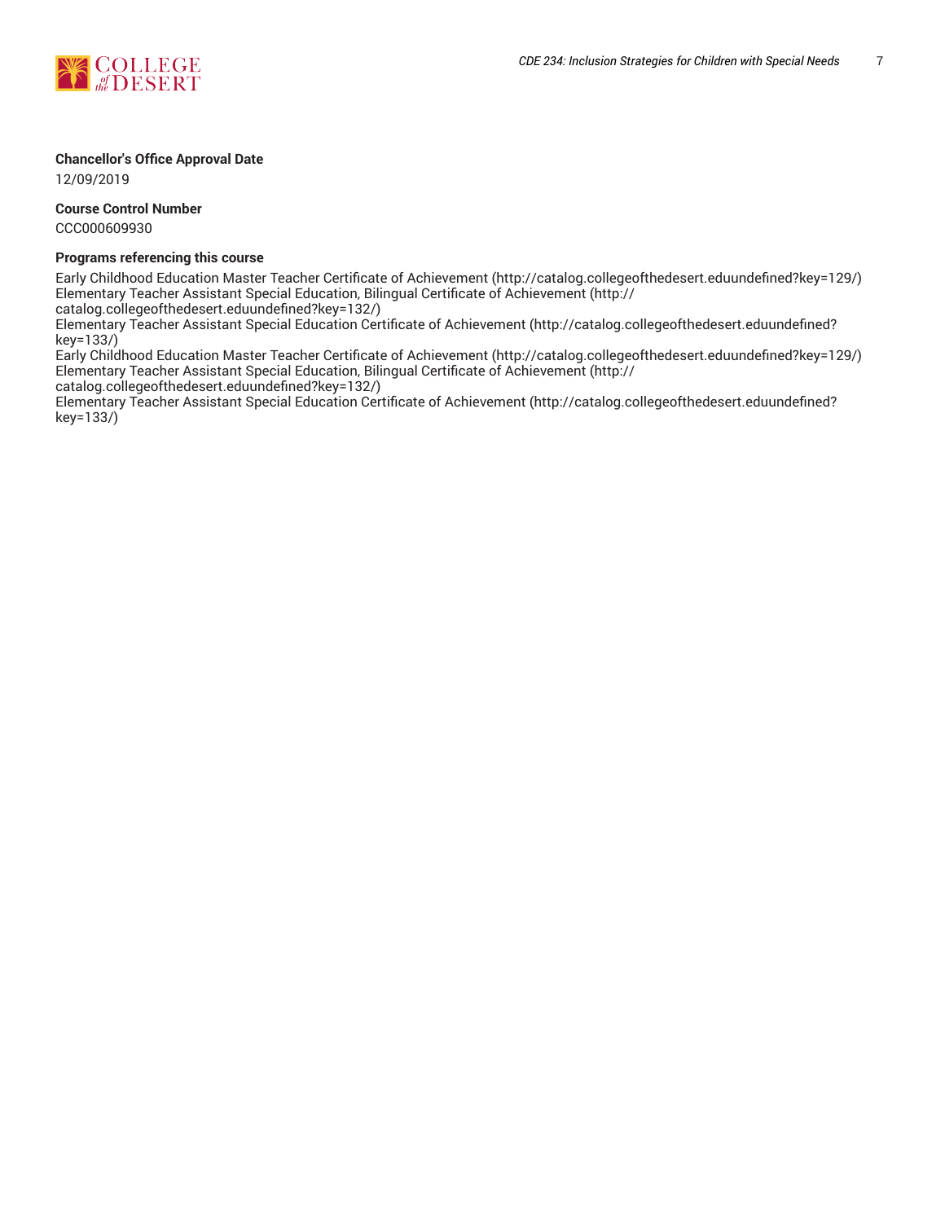**Chancellor's Office Approval Date**

12/09/2019

**Course Control Number**

CCC000609930

**Programs referencing this course**

Early Childhood Education Master Teacher Certificate of Achievement (http://catalog.collegeofthedesert.eduundefined?key=129/)
Elementary Teacher Assistant Special Education, Bilingual Certificate of Achievement (http://catalog.collegeofthedesert.eduundefined?key=132/)
Elementary Teacher Assistant Special Education Certificate of Achievement (http://catalog.collegeofthedesert.eduundefined?key=133/)
Early Childhood Education Master Teacher Certificate of Achievement (http://catalog.collegeofthedesert.eduundefined?key=129/)
Elementary Teacher Assistant Special Education, Bilingual Certificate of Achievement (http://catalog.collegeofthedesert.eduundefined?key=132/)
Elementary Teacher Assistant Special Education Certificate of Achievement (http://catalog.collegeofthedesert.eduundefined?key=133/)